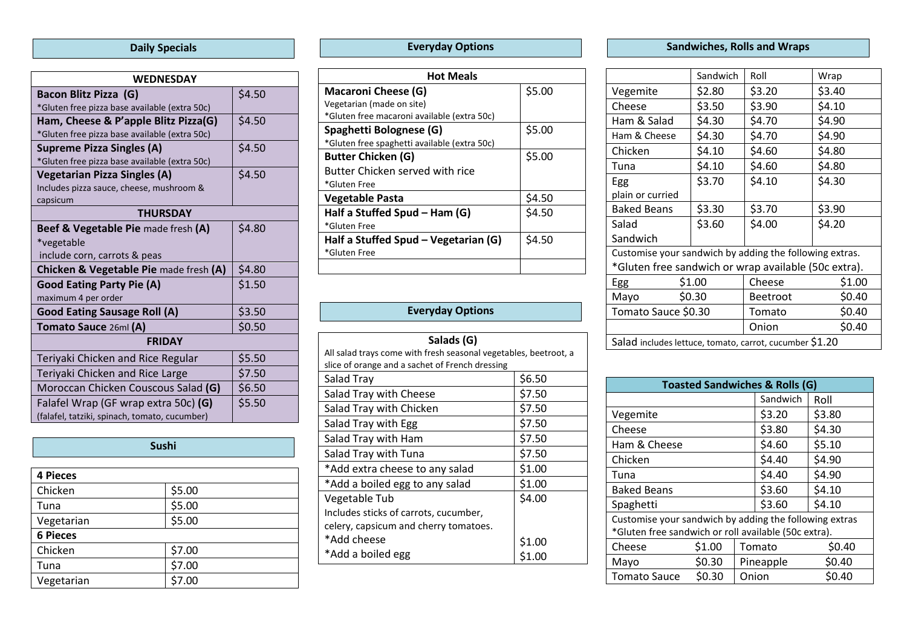## Daily Specials

| WEDNESDAY | |
|---|---|
| **Bacon Blitz Pizza (G)**<br>*Gluten free pizza base available (extra 50c) | $4.50 |
| **Ham, Cheese & P'apple Blitz Pizza(G)**<br>*Gluten free pizza base available (extra 50c) | $4.50 |
| **Supreme Pizza Singles (A)**<br>*Gluten free pizza base available (extra 50c) | $4.50 |
| **Vegetarian Pizza Singles (A)**<br>Includes pizza sauce, cheese, mushroom & capsicum | $4.50 |
| **THURSDAY** | |
| **Beef & Vegetable Pie** made fresh **(A)**<br>*vegetable include corn, carrots & peas | $4.80 |
| **Chicken & Vegetable Pie** made fresh **(A)** | $4.80 |
| **Good Eating Party Pie (A)**<br>maximum 4 per order | $1.50 |
| **Good Eating Sausage Roll (A)** | $3.50 |
| **Tomato Sauce** 26ml **(A)** | $0.50 |
| **FRIDAY** | |
| Teriyaki Chicken and Rice Regular | $5.50 |
| Teriyaki Chicken and Rice Large | $7.50 |
| Moroccan Chicken Couscous Salad **(G)** | $6.50 |
| Falafel Wrap (GF wrap extra 50c) **(G)**<br>(falafel, tatziki, spinach, tomato, cucumber) | $5.50 |

## Sushi

| **4 Pieces** | |
|---|---|
| Chicken | $5.00 |
| Tuna | $5.00 |
| Vegetarian | $5.00 |
| **6 Pieces** | |
| Chicken | $7.00 |
| Tuna | $7.00 |
| Vegetarian | $7.00 |

## Everyday Options

| Hot Meals | |
|---|---|
| **Macaroni Cheese (G)**<br>Vegetarian (made on site)<br>*Gluten free macaroni available (extra 50c) | $5.00 |
| **Spaghetti Bolognese (G)**<br>*Gluten free spaghetti available (extra 50c) | $5.00 |
| **Butter Chicken (G)**<br>Butter Chicken served with rice<br>*Gluten Free | $5.00 |
| **Vegetable Pasta** | $4.50 |
| **Half a Stuffed Spud – Ham (G)**<br>*Gluten Free | $4.50 |
| **Half a Stuffed Spud – Vegetarian (G)**<br>*Gluten Free | $4.50 |
| | |

## Everyday Options

**Salads (G)**

All salad trays come with fresh seasonal vegetables, beetroot, a slice of orange and a sachet of French dressing

| Item | Price |
|---|---|
| Salad Tray | $6.50 |
| Salad Tray with Cheese | $7.50 |
| Salad Tray with Chicken | $7.50 |
| Salad Tray with Egg | $7.50 |
| Salad Tray with Ham | $7.50 |
| Salad Tray with Tuna | $7.50 |
| *Add extra cheese to any salad | $1.00 |
| *Add a boiled egg to any salad | $1.00 |
| Vegetable Tub<br>Includes sticks of carrots, cucumber, celery, capsicum and cherry tomatoes.<br>*Add cheese<br>*Add a boiled egg | $4.00<br><br><br>$1.00<br>$1.00 |

## Sandwiches, Rolls and Wraps

| | Sandwich | Roll | Wrap |
|---|---|---|---|
| Vegemite | $2.80 | $3.20 | $3.40 |
| Cheese | $3.50 | $3.90 | $4.10 |
| Ham & Salad | $4.30 | $4.70 | $4.90 |
| Ham & Cheese | $4.30 | $4.70 | $4.90 |
| Chicken | $4.10 | $4.60 | $4.80 |
| Tuna | $4.10 | $4.60 | $4.80 |
| Egg<br>plain or curried | $3.70 | $4.10 | $4.30 |
| Baked Beans | $3.30 | $3.70 | $3.90 |
| Salad Sandwich | $3.60 | $4.00 | $4.20 |

Customise your sandwich by adding the following extras.
*Gluten free sandwich or wrap available (50c extra).

| Extra | Price | Extra | Price |
|---|---|---|---|
| Egg | $1.00 | Cheese | $1.00 |
| Mayo | $0.30 | Beetroot | $0.40 |
| Tomato Sauce | $0.30 | Tomato | $0.40 |
| | | Onion | $0.40 |

Salad includes lettuce, tomato, carrot, cucumber $1.20

## Toasted Sandwiches & Rolls (G)

| | Sandwich | Roll |
|---|---|---|
| Vegemite | $3.20 | $3.80 |
| Cheese | $3.80 | $4.30 |
| Ham & Cheese | $4.60 | $5.10 |
| Chicken | $4.40 | $4.90 |
| Tuna | $4.40 | $4.90 |
| Baked Beans | $3.60 | $4.10 |
| Spaghetti | $3.60 | $4.10 |

Customise your sandwich by adding the following extras
*Gluten free sandwich or roll available (50c extra).

| Extra | Price | Extra | Price |
|---|---|---|---|
| Cheese | $1.00 | Tomato | $0.40 |
| Mayo | $0.30 | Pineapple | $0.40 |
| Tomato Sauce | $0.30 | Onion | $0.40 |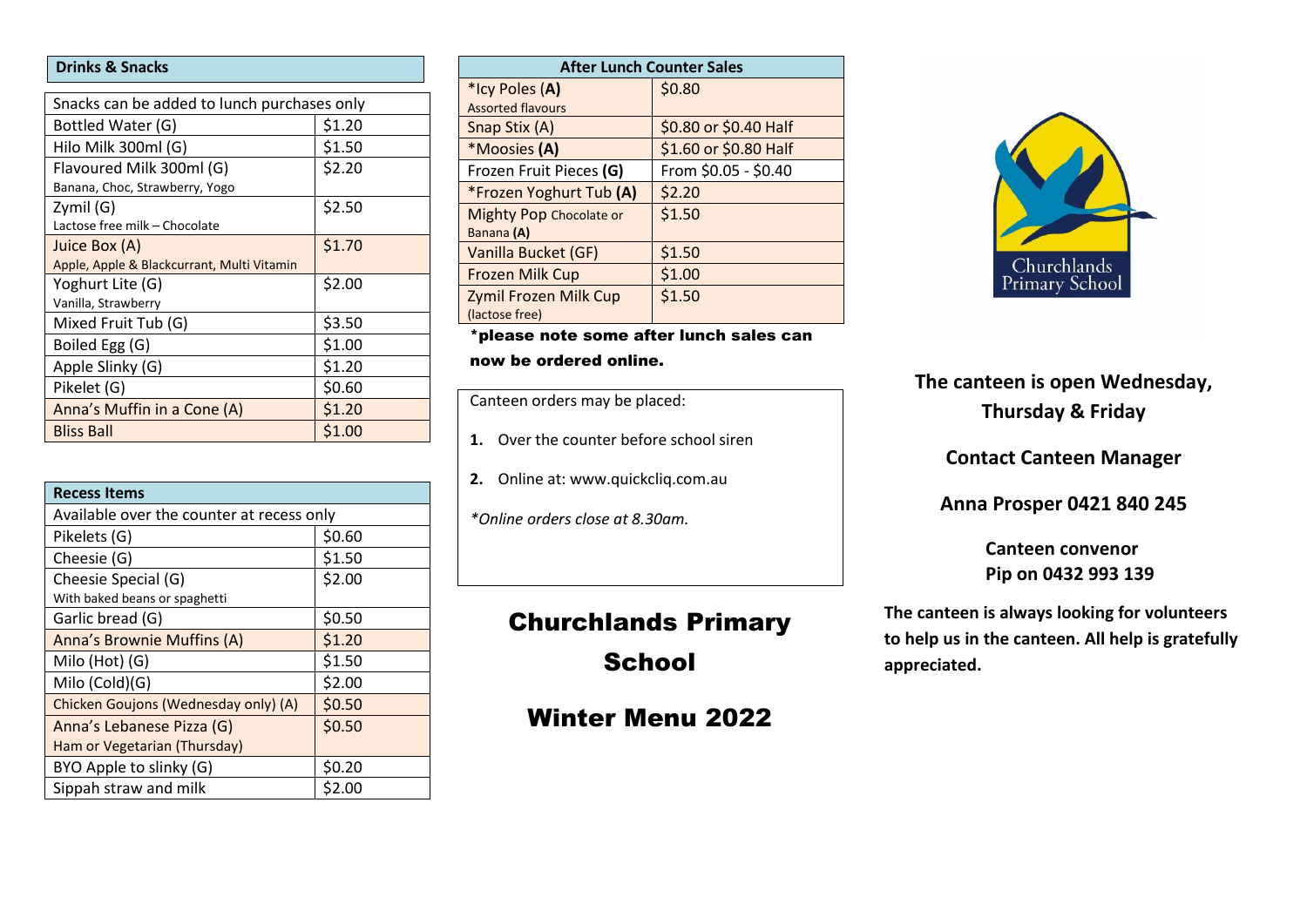## Drinks & Snacks

| | |
|---|---|
| Snacks can be added to lunch purchases only | |
| Bottled Water (G) | $1.20 |
| Hilo Milk 300ml (G) | $1.50 |
| Flavoured Milk 300ml (G)<br>Banana, Choc, Strawberry, Yogo | $2.20 |
| Zymil (G)<br>Lactose free milk – Chocolate | $2.50 |
| Juice Box (A)<br>Apple, Apple & Blackcurrant, Multi Vitamin | $1.70 |
| Yoghurt Lite (G)<br>Vanilla, Strawberry | $2.00 |
| Mixed Fruit Tub (G) | $3.50 |
| Boiled Egg (G) | $1.00 |
| Apple Slinky (G) | $1.20 |
| Pikelet (G) | $0.60 |
| Anna's Muffin in a Cone (A) | $1.20 |
| Bliss Ball | $1.00 |

## Recess Items

| | |
|---|---|
| Available over the counter at recess only | |
| Pikelets (G) | $0.60 |
| Cheesie (G) | $1.50 |
| Cheesie Special (G)<br>With baked beans or spaghetti | $2.00 |
| Garlic bread (G) | $0.50 |
| Anna's Brownie Muffins (A) | $1.20 |
| Milo (Hot) (G) | $1.50 |
| Milo (Cold)(G) | $2.00 |
| Chicken Goujons (Wednesday only) (A) | $0.50 |
| Anna's Lebanese Pizza (G)<br>Ham or Vegetarian (Thursday) | $0.50 |
| BYO Apple to slinky (G) | $0.20 |
| Sippah straw and milk | $2.00 |

## After Lunch Counter Sales

| | |
|---|---|
| *Icy Poles **(A)**<br>Assorted flavours | $0.80 |
| Snap Stix (A) | $0.80 or $0.40 Half |
| *Moosies **(A)** | $1.60 or $0.80 Half |
| Frozen Fruit Pieces **(G)** | From $0.05 - $0.40 |
| *Frozen Yoghurt Tub **(A)** | $2.20 |
| Mighty Pop Chocolate or Banana **(A)** | $1.50 |
| Vanilla Bucket (GF) | $1.50 |
| Frozen Milk Cup | $1.00 |
| Zymil Frozen Milk Cup (lactose free) | $1.50 |

**\*please note some after lunch sales can now be ordered online.**

Canteen orders may be placed:

1. Over the counter before school siren
2. Online at: www.quickcliq.com.au

*\*Online orders close at 8.30am.*

# Churchlands Primary School

# Winter Menu 2022

Churchlands Primary School

**The canteen is open Wednesday, Thursday & Friday**

**Contact Canteen Manager**

**Anna Prosper 0421 840 245**

**Canteen convenor**
**Pip on 0432 993 139**

**The canteen is always looking for volunteers to help us in the canteen. All help is gratefully appreciated.**